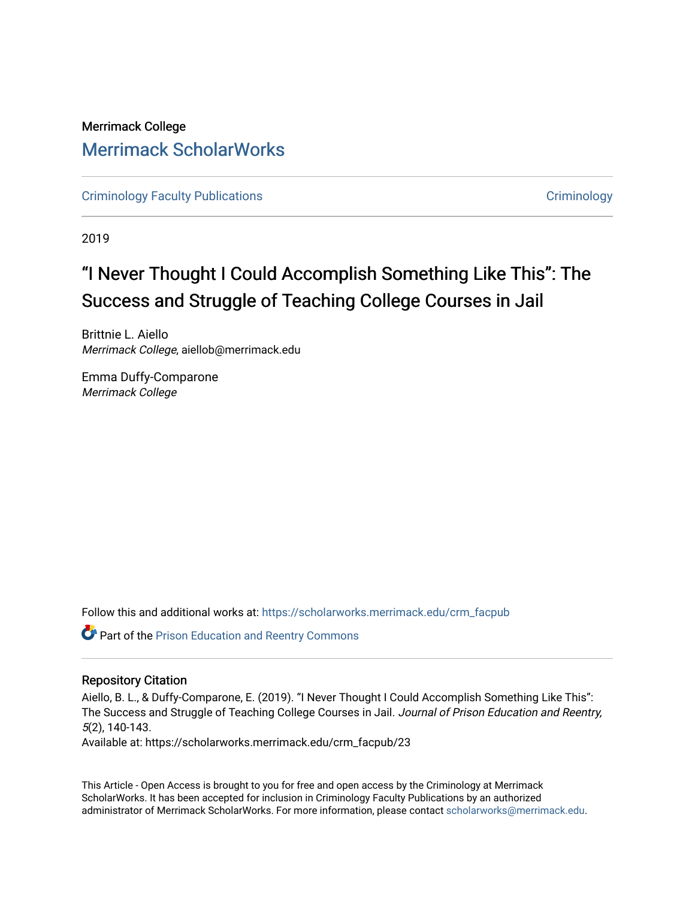Merrimack College

# Merrimack ScholarWorks

Criminology Faculty Publications | Criminology

2019

# "I Never Thought I Could Accomplish Something Like This": The Success and Struggle of Teaching College Courses in Jail

Brittnie L. Aiello
*Merrimack College*, aiellob@merrimack.edu

Emma Duffy-Comparone
*Merrimack College*

Follow this and additional works at: https://scholarworks.merrimack.edu/crm_facpub

Part of the Prison Education and Reentry Commons

## Repository Citation

Aiello, B. L., & Duffy-Comparone, E. (2019). "I Never Thought I Could Accomplish Something Like This": The Success and Struggle of Teaching College Courses in Jail. *Journal of Prison Education and Reentry, 5*(2), 140-143.
Available at: https://scholarworks.merrimack.edu/crm_facpub/23

This Article - Open Access is brought to you for free and open access by the Criminology at Merrimack ScholarWorks. It has been accepted for inclusion in Criminology Faculty Publications by an authorized administrator of Merrimack ScholarWorks. For more information, please contact scholarworks@merrimack.edu.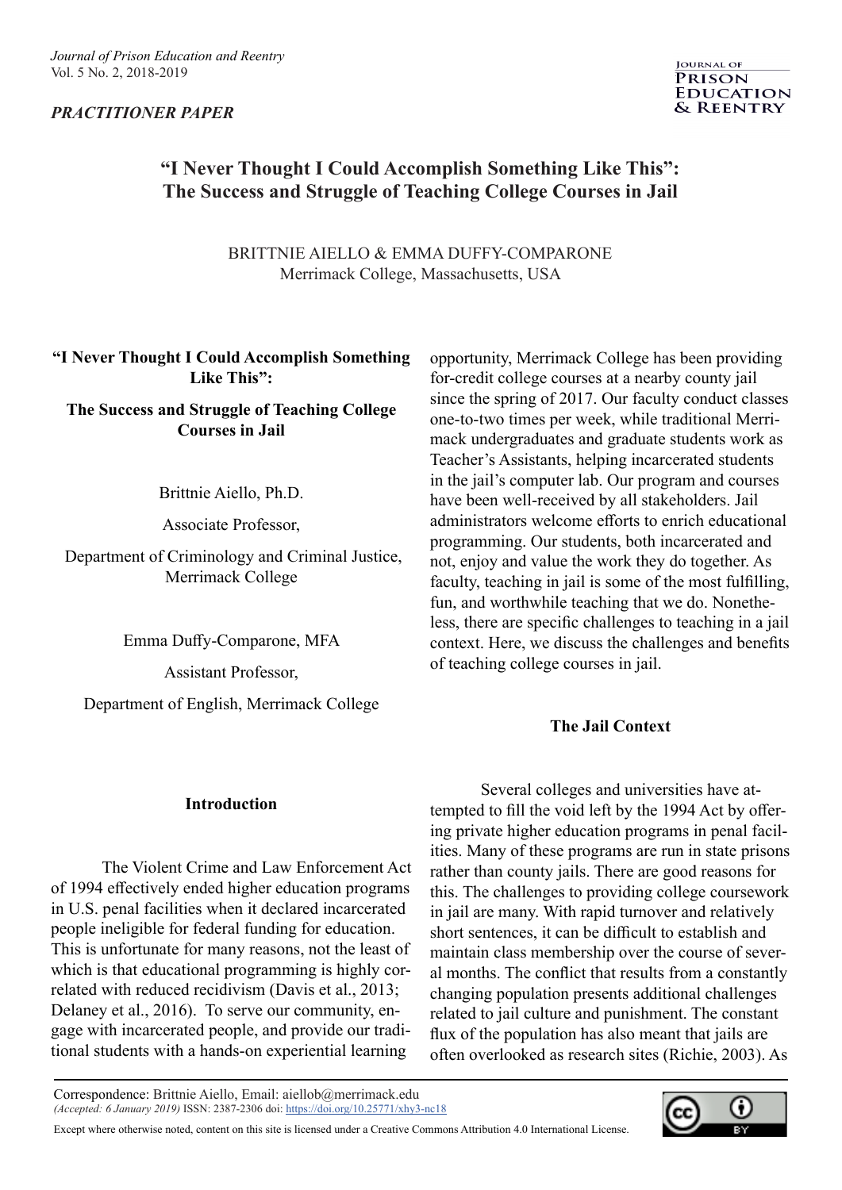*PRACTITIONER PAPER*

# "I Never Thought I Could Accomplish Something Like This": The Success and Struggle of Teaching College Courses in Jail

BRITTNIE AIELLO & EMMA DUFFY-COMPARONE
Merrimack College, Massachusetts, USA

**"I Never Thought I Could Accomplish Something Like This":**

**The Success and Struggle of Teaching College Courses in Jail**

Brittnie Aiello, Ph.D.

Associate Professor,

Department of Criminology and Criminal Justice, Merrimack College

Emma Duffy-Comparone, MFA

Assistant Professor,

Department of English, Merrimack College

## Introduction

The Violent Crime and Law Enforcement Act of 1994 effectively ended higher education programs in U.S. penal facilities when it declared incarcerated people ineligible for federal funding for education. This is unfortunate for many reasons, not the least of which is that educational programming is highly correlated with reduced recidivism (Davis et al., 2013; Delaney et al., 2016). To serve our community, engage with incarcerated people, and provide our traditional students with a hands-on experiential learning opportunity, Merrimack College has been providing for-credit college courses at a nearby county jail since the spring of 2017. Our faculty conduct classes one-to-two times per week, while traditional Merrimack undergraduates and graduate students work as Teacher's Assistants, helping incarcerated students in the jail's computer lab. Our program and courses have been well-received by all stakeholders. Jail administrators welcome efforts to enrich educational programming. Our students, both incarcerated and not, enjoy and value the work they do together. As faculty, teaching in jail is some of the most fulfilling, fun, and worthwhile teaching that we do. Nonetheless, there are specific challenges to teaching in a jail context. Here, we discuss the challenges and benefits of teaching college courses in jail.

## The Jail Context

Several colleges and universities have attempted to fill the void left by the 1994 Act by offering private higher education programs in penal facilities. Many of these programs are run in state prisons rather than county jails. There are good reasons for this. The challenges to providing college coursework in jail are many. With rapid turnover and relatively short sentences, it can be difficult to establish and maintain class membership over the course of several months. The conflict that results from a constantly changing population presents additional challenges related to jail culture and punishment. The constant flux of the population has also meant that jails are often overlooked as research sites (Richie, 2003). As

Correspondence: Brittnie Aiello, Email: aiellob@merrimack.edu
*(Accepted: 6 January 2019)* ISSN: 2387-2306 doi: https://doi.org/10.25771/xhy3-nc18

Except where otherwise noted, content on this site is licensed under a Creative Commons Attribution 4.0 International License.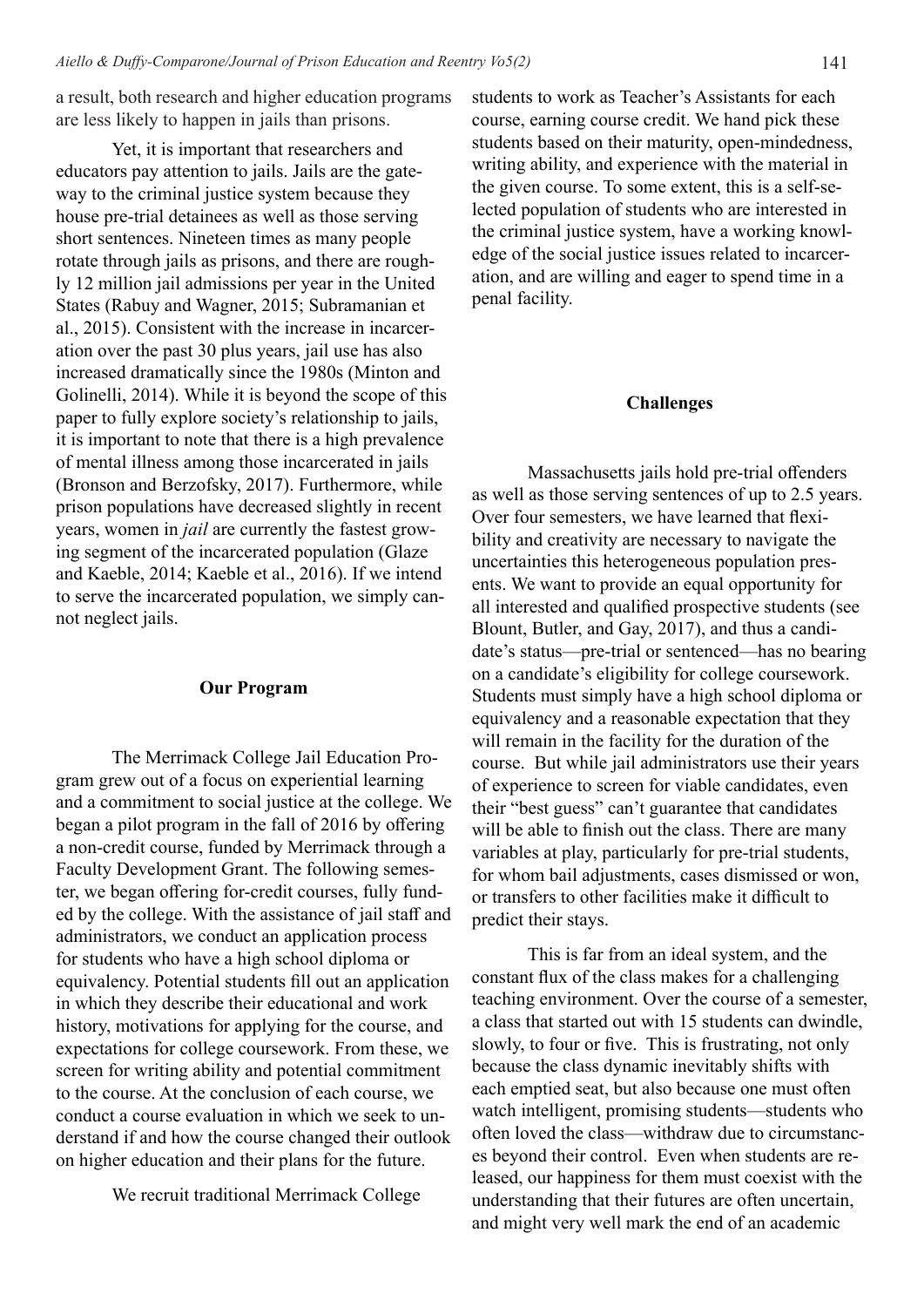a result, both research and higher education programs are less likely to happen in jails than prisons.

Yet, it is important that researchers and educators pay attention to jails. Jails are the gateway to the criminal justice system because they house pre-trial detainees as well as those serving short sentences. Nineteen times as many people rotate through jails as prisons, and there are roughly 12 million jail admissions per year in the United States (Rabuy and Wagner, 2015; Subramanian et al., 2015). Consistent with the increase in incarceration over the past 30 plus years, jail use has also increased dramatically since the 1980s (Minton and Golinelli, 2014). While it is beyond the scope of this paper to fully explore society's relationship to jails, it is important to note that there is a high prevalence of mental illness among those incarcerated in jails (Bronson and Berzofsky, 2017). Furthermore, while prison populations have decreased slightly in recent years, women in *jail* are currently the fastest growing segment of the incarcerated population (Glaze and Kaeble, 2014; Kaeble et al., 2016). If we intend to serve the incarcerated population, we simply cannot neglect jails.

## Our Program

The Merrimack College Jail Education Program grew out of a focus on experiential learning and a commitment to social justice at the college. We began a pilot program in the fall of 2016 by offering a non-credit course, funded by Merrimack through a Faculty Development Grant. The following semester, we began offering for-credit courses, fully funded by the college. With the assistance of jail staff and administrators, we conduct an application process for students who have a high school diploma or equivalency. Potential students fill out an application in which they describe their educational and work history, motivations for applying for the course, and expectations for college coursework. From these, we screen for writing ability and potential commitment to the course. At the conclusion of each course, we conduct a course evaluation in which we seek to understand if and how the course changed their outlook on higher education and their plans for the future.

We recruit traditional Merrimack College students to work as Teacher's Assistants for each course, earning course credit. We hand pick these students based on their maturity, open-mindedness, writing ability, and experience with the material in the given course. To some extent, this is a self-selected population of students who are interested in the criminal justice system, have a working knowledge of the social justice issues related to incarceration, and are willing and eager to spend time in a penal facility.

## Challenges

Massachusetts jails hold pre-trial offenders as well as those serving sentences of up to 2.5 years. Over four semesters, we have learned that flexibility and creativity are necessary to navigate the uncertainties this heterogeneous population presents. We want to provide an equal opportunity for all interested and qualified prospective students (see Blount, Butler, and Gay, 2017), and thus a candidate's status—pre-trial or sentenced—has no bearing on a candidate's eligibility for college coursework. Students must simply have a high school diploma or equivalency and a reasonable expectation that they will remain in the facility for the duration of the course. But while jail administrators use their years of experience to screen for viable candidates, even their "best guess" can't guarantee that candidates will be able to finish out the class. There are many variables at play, particularly for pre-trial students, for whom bail adjustments, cases dismissed or won, or transfers to other facilities make it difficult to predict their stays.

This is far from an ideal system, and the constant flux of the class makes for a challenging teaching environment. Over the course of a semester, a class that started out with 15 students can dwindle, slowly, to four or five. This is frustrating, not only because the class dynamic inevitably shifts with each emptied seat, but also because one must often watch intelligent, promising students—students who often loved the class—withdraw due to circumstances beyond their control. Even when students are released, our happiness for them must coexist with the understanding that their futures are often uncertain, and might very well mark the end of an academic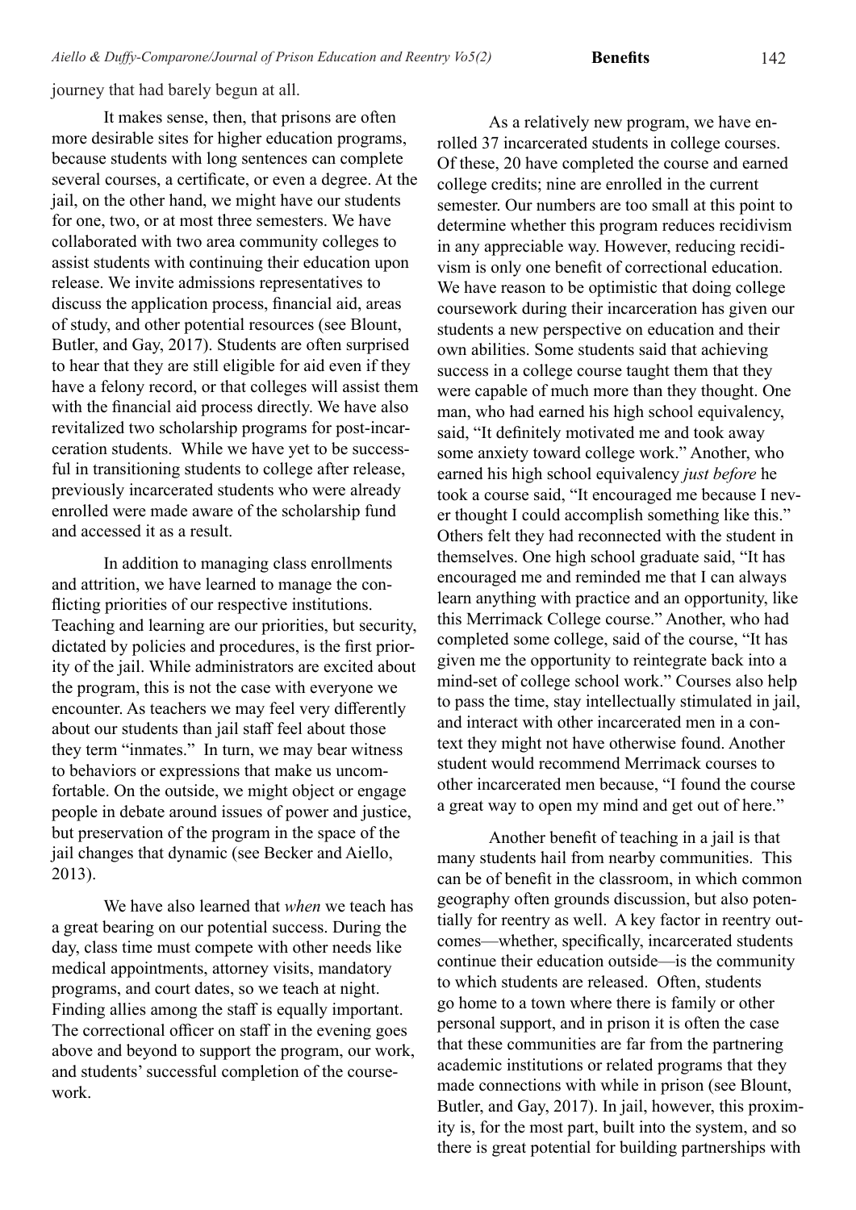journey that had barely begun at all.

It makes sense, then, that prisons are often more desirable sites for higher education programs, because students with long sentences can complete several courses, a certificate, or even a degree. At the jail, on the other hand, we might have our students for one, two, or at most three semesters. We have collaborated with two area community colleges to assist students with continuing their education upon release. We invite admissions representatives to discuss the application process, financial aid, areas of study, and other potential resources (see Blount, Butler, and Gay, 2017). Students are often surprised to hear that they are still eligible for aid even if they have a felony record, or that colleges will assist them with the financial aid process directly. We have also revitalized two scholarship programs for post-incarceration students. While we have yet to be successful in transitioning students to college after release, previously incarcerated students who were already enrolled were made aware of the scholarship fund and accessed it as a result.

In addition to managing class enrollments and attrition, we have learned to manage the conflicting priorities of our respective institutions. Teaching and learning are our priorities, but security, dictated by policies and procedures, is the first priority of the jail. While administrators are excited about the program, this is not the case with everyone we encounter. As teachers we may feel very differently about our students than jail staff feel about those they term "inmates." In turn, we may bear witness to behaviors or expressions that make us uncomfortable. On the outside, we might object or engage people in debate around issues of power and justice, but preservation of the program in the space of the jail changes that dynamic (see Becker and Aiello, 2013).

We have also learned that *when* we teach has a great bearing on our potential success. During the day, class time must compete with other needs like medical appointments, attorney visits, mandatory programs, and court dates, so we teach at night. Finding allies among the staff is equally important. The correctional officer on staff in the evening goes above and beyond to support the program, our work, and students' successful completion of the coursework.

As a relatively new program, we have enrolled 37 incarcerated students in college courses. Of these, 20 have completed the course and earned college credits; nine are enrolled in the current semester. Our numbers are too small at this point to determine whether this program reduces recidivism in any appreciable way. However, reducing recidivism is only one benefit of correctional education. We have reason to be optimistic that doing college coursework during their incarceration has given our students a new perspective on education and their own abilities. Some students said that achieving success in a college course taught them that they were capable of much more than they thought. One man, who had earned his high school equivalency, said, "It definitely motivated me and took away some anxiety toward college work." Another, who earned his high school equivalency *just before* he took a course said, "It encouraged me because I never thought I could accomplish something like this." Others felt they had reconnected with the student in themselves. One high school graduate said, "It has encouraged me and reminded me that I can always learn anything with practice and an opportunity, like this Merrimack College course." Another, who had completed some college, said of the course, "It has given me the opportunity to reintegrate back into a mind-set of college school work." Courses also help to pass the time, stay intellectually stimulated in jail, and interact with other incarcerated men in a context they might not have otherwise found. Another student would recommend Merrimack courses to other incarcerated men because, "I found the course a great way to open my mind and get out of here."

Another benefit of teaching in a jail is that many students hail from nearby communities. This can be of benefit in the classroom, in which common geography often grounds discussion, but also potentially for reentry as well. A key factor in reentry outcomes—whether, specifically, incarcerated students continue their education outside—is the community to which students are released. Often, students go home to a town where there is family or other personal support, and in prison it is often the case that these communities are far from the partnering academic institutions or related programs that they made connections with while in prison (see Blount, Butler, and Gay, 2017). In jail, however, this proximity is, for the most part, built into the system, and so there is great potential for building partnerships with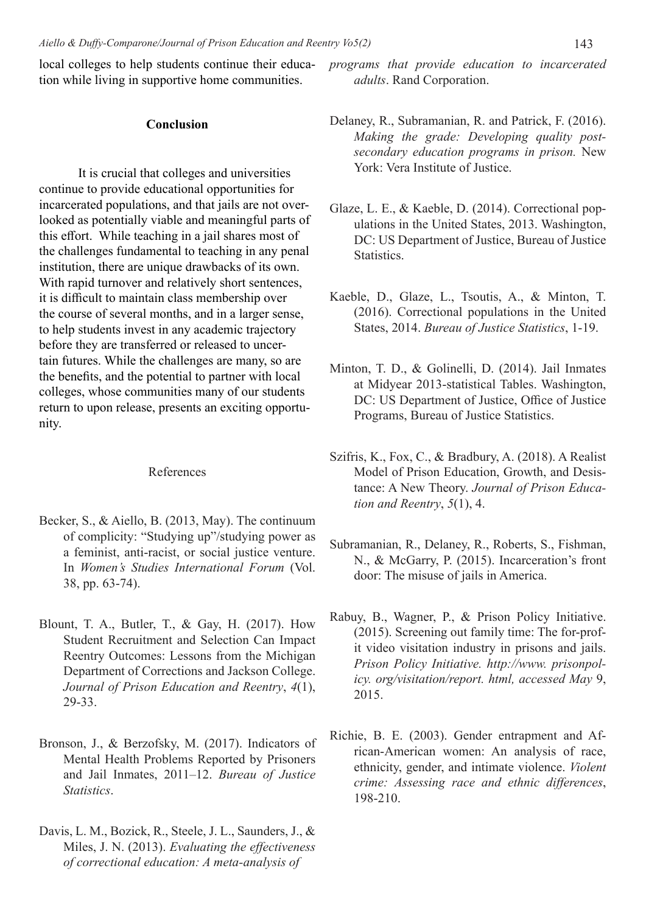local colleges to help students continue their education while living in supportive home communities.

## Conclusion

It is crucial that colleges and universities continue to provide educational opportunities for incarcerated populations, and that jails are not overlooked as potentially viable and meaningful parts of this effort. While teaching in a jail shares most of the challenges fundamental to teaching in any penal institution, there are unique drawbacks of its own. With rapid turnover and relatively short sentences, it is difficult to maintain class membership over the course of several months, and in a larger sense, to help students invest in any academic trajectory before they are transferred or released to uncertain futures. While the challenges are many, so are the benefits, and the potential to partner with local colleges, whose communities many of our students return to upon release, presents an exciting opportunity.

## References

Becker, S., & Aiello, B. (2013, May). The continuum of complicity: "Studying up"/studying power as a feminist, anti-racist, or social justice venture. In *Women's Studies International Forum* (Vol. 38, pp. 63-74).

Blount, T. A., Butler, T., & Gay, H. (2017). How Student Recruitment and Selection Can Impact Reentry Outcomes: Lessons from the Michigan Department of Corrections and Jackson College. *Journal of Prison Education and Reentry*, *4*(1), 29-33.

Bronson, J., & Berzofsky, M. (2017). Indicators of Mental Health Problems Reported by Prisoners and Jail Inmates, 2011–12. *Bureau of Justice Statistics*.

Davis, L. M., Bozick, R., Steele, J. L., Saunders, J., & Miles, J. N. (2013). *Evaluating the effectiveness of correctional education: A meta-analysis of programs that provide education to incarcerated adults*. Rand Corporation.

Delaney, R., Subramanian, R. and Patrick, F. (2016). *Making the grade: Developing quality post-secondary education programs in prison.* New York: Vera Institute of Justice.

Glaze, L. E., & Kaeble, D. (2014). Correctional populations in the United States, 2013. Washington, DC: US Department of Justice, Bureau of Justice Statistics.

Kaeble, D., Glaze, L., Tsoutis, A., & Minton, T. (2016). Correctional populations in the United States, 2014. *Bureau of Justice Statistics*, 1-19.

Minton, T. D., & Golinelli, D. (2014). Jail Inmates at Midyear 2013-statistical Tables. Washington, DC: US Department of Justice, Office of Justice Programs, Bureau of Justice Statistics.

Szifris, K., Fox, C., & Bradbury, A. (2018). A Realist Model of Prison Education, Growth, and Desistance: A New Theory. *Journal of Prison Education and Reentry*, *5*(1), 4.

Subramanian, R., Delaney, R., Roberts, S., Fishman, N., & McGarry, P. (2015). Incarceration's front door: The misuse of jails in America.

Rabuy, B., Wagner, P., & Prison Policy Initiative. (2015). Screening out family time: The for-profit video visitation industry in prisons and jails. *Prison Policy Initiative. http://www. prisonpolicy. org/visitation/report. html, accessed May* 9, 2015.

Richie, B. E. (2003). Gender entrapment and African-American women: An analysis of race, ethnicity, gender, and intimate violence. *Violent crime: Assessing race and ethnic differences*, 198-210.